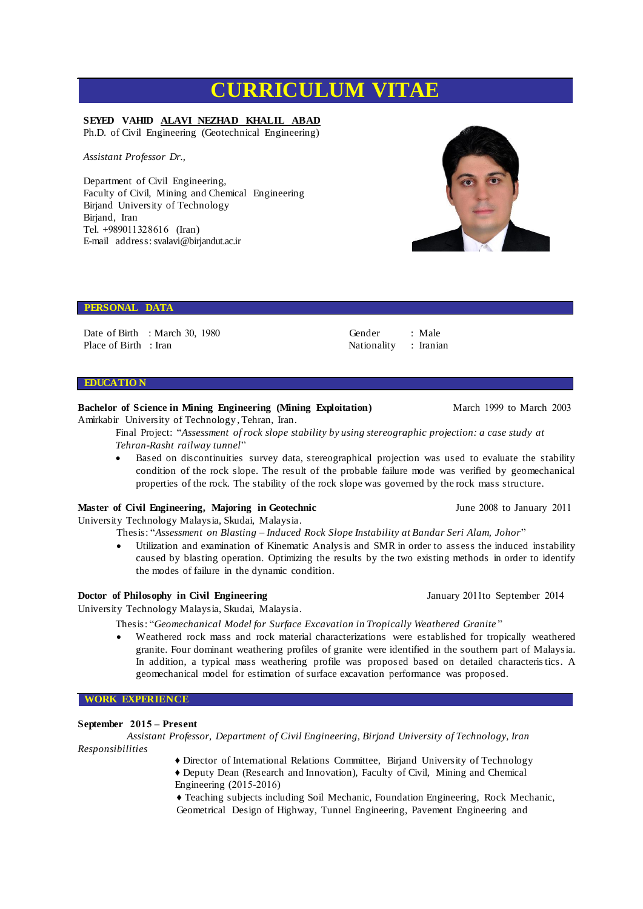# CURRICULUM VITAE

**SEYED VAHID ALAVI NEZHAD KHALIL ABAD**
Ph.D. of Civil Engineering (Geotechnical Engineering)

*Assistant Professor Dr.,*

Department of Civil Engineering,
Faculty of Civil, Mining and Chemical Engineering
Birjand University of Technology
Birjand, Iran
Tel. +989011328616 (Iran)
E-mail address: svalavi@birjandut.ac.ir

## PERSONAL DATA

Date of Birth : March 30, 1980
Place of Birth : Iran
Gender : Male
Nationality : Iranian

## EDUCATION

**Bachelor of Science in Mining Engineering (Mining Exploitation)** — March 1999 to March 2003
Amirkabir University of Technology, Tehran, Iran.

Final Project: "*Assessment of rock slope stability by using stereographic projection: a case study at Tehran-Rasht railway tunnel*"

- Based on discontinuities survey data, stereographical projection was used to evaluate the stability condition of the rock slope. The result of the probable failure mode was verified by geomechanical properties of the rock. The stability of the rock slope was governed by the rock mass structure.

**Master of Civil Engineering, Majoring in Geotechnic** — June 2008 to January 2011
University Technology Malaysia, Skudai, Malaysia.

Thesis: "*Assessment on Blasting – Induced Rock Slope Instability at Bandar Seri Alam, Johor*"

- Utilization and examination of Kinematic Analysis and SMR in order to assess the induced instability caused by blasting operation. Optimizing the results by the two existing methods in order to identify the modes of failure in the dynamic condition.

**Doctor of Philosophy in Civil Engineering** — January 2011to September 2014
University Technology Malaysia, Skudai, Malaysia.

Thesis: "*Geomechanical Model for Surface Excavation in Tropically Weathered Granite*"

- Weathered rock mass and rock material characterizations were established for tropically weathered granite. Four dominant weathering profiles of granite were identified in the southern part of Malaysia. In addition, a typical mass weathering profile was proposed based on detailed characteristics. A geomechanical model for estimation of surface excavation performance was proposed.

## WORK EXPERIENCE

**September 2015 – Present**

*Assistant Professor, Department of Civil Engineering, Birjand University of Technology, Iran*

*Responsibilities*

♦ Director of International Relations Committee, Birjand University of Technology
♦ Deputy Dean (Research and Innovation), Faculty of Civil, Mining and Chemical Engineering (2015-2016)
♦ Teaching subjects including Soil Mechanic, Foundation Engineering, Rock Mechanic, Geometrical Design of Highway, Tunnel Engineering, Pavement Engineering and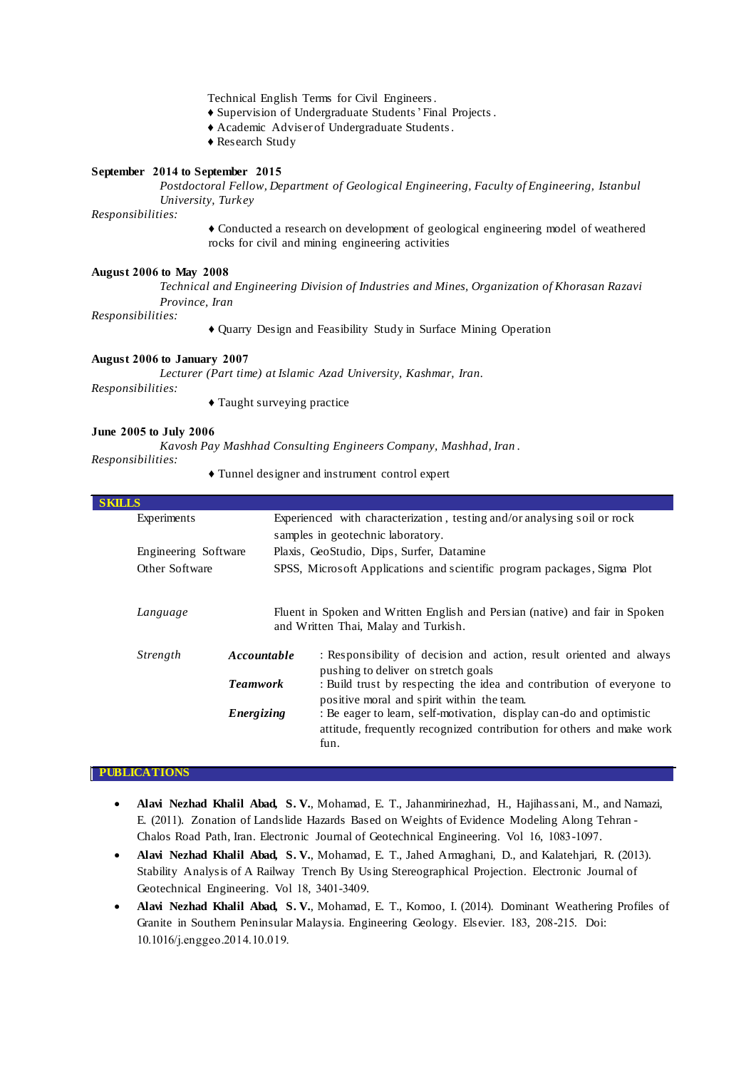Technical English Terms for Civil Engineers.

- Supervision of Undergraduate Students' Final Projects.
- Academic Adviser of Undergraduate Students.
- Research Study

**September 2014 to September 2015**

*Postdoctoral Fellow, Department of Geological Engineering, Faculty of Engineering, Istanbul University, Turkey*

*Responsibilities:*

- Conducted a research on development of geological engineering model of weathered rocks for civil and mining engineering activities

**August 2006 to May 2008**

*Technical and Engineering Division of Industries and Mines, Organization of Khorasan Razavi Province, Iran*

*Responsibilities:*

- Quarry Design and Feasibility Study in Surface Mining Operation

**August 2006 to January 2007**

*Lecturer (Part time) at Islamic Azad University, Kashmar, Iran.*

*Responsibilities:*

- Taught surveying practice

**June 2005 to July 2006**

*Kavosh Pay Mashhad Consulting Engineers Company, Mashhad, Iran.*

*Responsibilities:*

- Tunnel designer and instrument control expert

## SKILLS

| | | |
|---|---|---|
| Experiments | | Experienced with characterization, testing and/or analysing soil or rock samples in geotechnic laboratory. |
| Engineering Software | | Plaxis, GeoStudio, Dips, Surfer, Datamine |
| Other Software | | SPSS, Microsoft Applications and scientific program packages, Sigma Plot |
| *Language* | | Fluent in Spoken and Written English and Persian (native) and fair in Spoken and Written Thai, Malay and Turkish. |
| *Strength* | ***Accountable*** | : Responsibility of decision and action, result oriented and always pushing to deliver on stretch goals |
| | ***Teamwork*** | : Build trust by respecting the idea and contribution of everyone to positive moral and spirit within the team. |
| | ***Energizing*** | : Be eager to learn, self-motivation, display can-do and optimistic attitude, frequently recognized contribution for others and make work fun. |

## PUBLICATIONS

- **Alavi Nezhad Khalil Abad, S. V.**, Mohamad, E. T., Jahanmirinezhad, H., Hajihassani, M., and Namazi, E. (2011). Zonation of Landslide Hazards Based on Weights of Evidence Modeling Along Tehran - Chalos Road Path, Iran. Electronic Journal of Geotechnical Engineering. Vol 16, 1083-1097.
- **Alavi Nezhad Khalil Abad, S. V.**, Mohamad, E. T., Jahed Armaghani, D., and Kalatehjari, R. (2013). Stability Analysis of A Railway Trench By Using Stereographical Projection. Electronic Journal of Geotechnical Engineering. Vol 18, 3401-3409.
- **Alavi Nezhad Khalil Abad, S. V.**, Mohamad, E. T., Komoo, I. (2014). Dominant Weathering Profiles of Granite in Southern Peninsular Malaysia. Engineering Geology. Elsevier. 183, 208-215. Doi: 10.1016/j.enggeo.2014.10.019.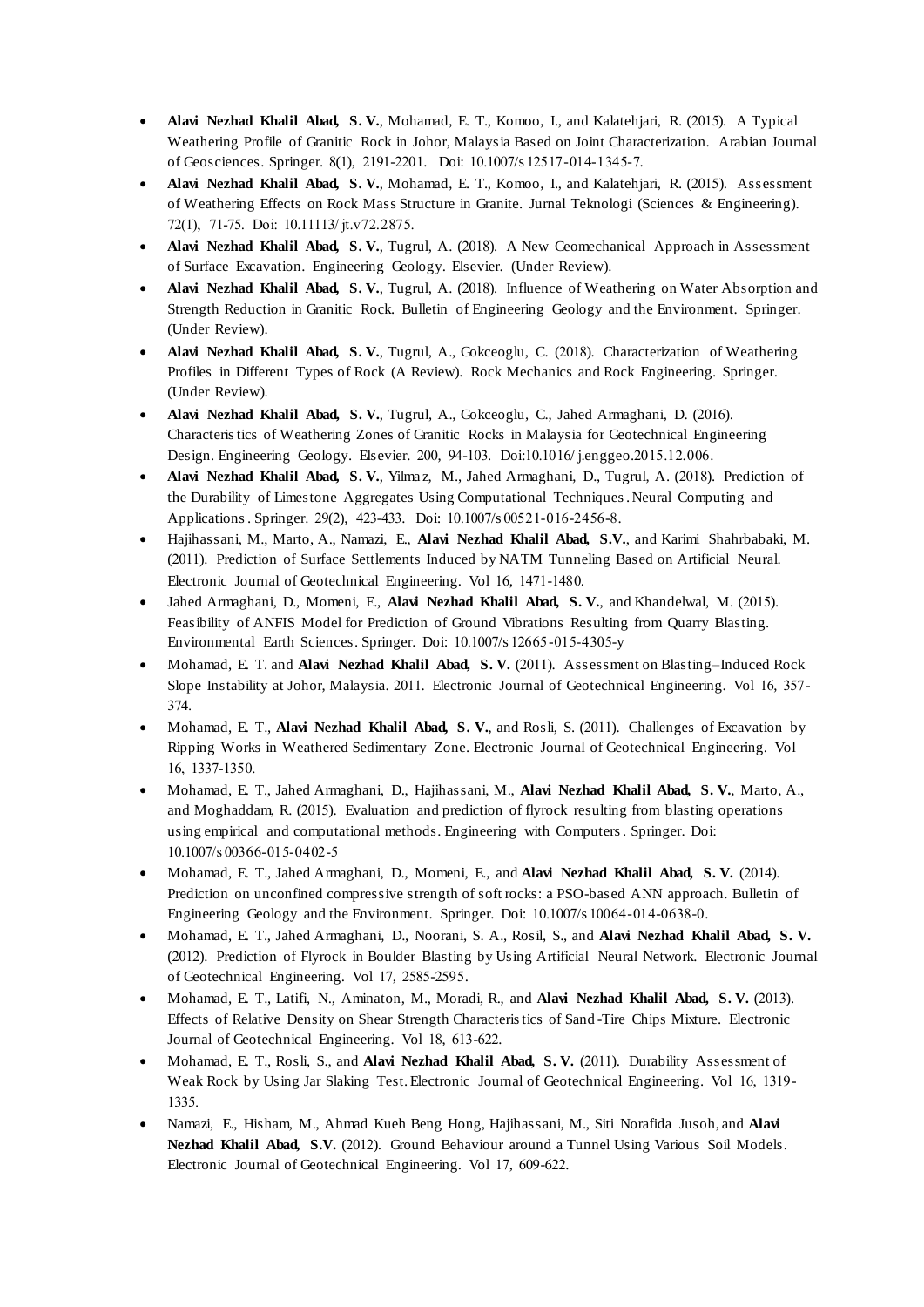- **Alavi Nezhad Khalil Abad, S. V.**, Mohamad, E. T., Komoo, I., and Kalatehjari, R. (2015). A Typical Weathering Profile of Granitic Rock in Johor, Malaysia Based on Joint Characterization. Arabian Journal of Geosciences. Springer. 8(1), 2191-2201. Doi: 10.1007/s12517-014-1345-7.
- **Alavi Nezhad Khalil Abad, S. V.**, Mohamad, E. T., Komoo, I., and Kalatehjari, R. (2015). Assessment of Weathering Effects on Rock Mass Structure in Granite. Jurnal Teknologi (Sciences & Engineering). 72(1), 71-75. Doi: 10.11113/jt.v72.2875.
- **Alavi Nezhad Khalil Abad, S. V.**, Tugrul, A. (2018). A New Geomechanical Approach in Assessment of Surface Excavation. Engineering Geology. Elsevier. (Under Review).
- **Alavi Nezhad Khalil Abad, S. V.**, Tugrul, A. (2018). Influence of Weathering on Water Absorption and Strength Reduction in Granitic Rock. Bulletin of Engineering Geology and the Environment. Springer. (Under Review).
- **Alavi Nezhad Khalil Abad, S. V.**, Tugrul, A., Gokceoglu, C. (2018). Characterization of Weathering Profiles in Different Types of Rock (A Review). Rock Mechanics and Rock Engineering. Springer. (Under Review).
- **Alavi Nezhad Khalil Abad, S. V.**, Tugrul, A., Gokceoglu, C., Jahed Armaghani, D. (2016). Characteristics of Weathering Zones of Granitic Rocks in Malaysia for Geotechnical Engineering Design. Engineering Geology. Elsevier. 200, 94-103. Doi:10.1016/j.enggeo.2015.12.006.
- **Alavi Nezhad Khalil Abad, S. V.**, Yilmaz, M., Jahed Armaghani, D., Tugrul, A. (2018). Prediction of the Durability of Limestone Aggregates Using Computational Techniques. Neural Computing and Applications. Springer. 29(2), 423-433. Doi: 10.1007/s00521-016-2456-8.
- Hajihassani, M., Marto, A., Namazi, E., **Alavi Nezhad Khalil Abad, S.V.**, and Karimi Shahrbabaki, M. (2011). Prediction of Surface Settlements Induced by NATM Tunneling Based on Artificial Neural. Electronic Journal of Geotechnical Engineering. Vol 16, 1471-1480.
- Jahed Armaghani, D., Momeni, E., **Alavi Nezhad Khalil Abad, S. V.**, and Khandelwal, M. (2015). Feasibility of ANFIS Model for Prediction of Ground Vibrations Resulting from Quarry Blasting. Environmental Earth Sciences. Springer. Doi: 10.1007/s12665-015-4305-y
- Mohamad, E. T. and **Alavi Nezhad Khalil Abad, S. V.** (2011). Assessment on Blasting–Induced Rock Slope Instability at Johor, Malaysia. 2011. Electronic Journal of Geotechnical Engineering. Vol 16, 357-374.
- Mohamad, E. T., **Alavi Nezhad Khalil Abad, S. V.**, and Rosli, S. (2011). Challenges of Excavation by Ripping Works in Weathered Sedimentary Zone. Electronic Journal of Geotechnical Engineering. Vol 16, 1337-1350.
- Mohamad, E. T., Jahed Armaghani, D., Hajihassani, M., **Alavi Nezhad Khalil Abad, S. V.**, Marto, A., and Moghaddam, R. (2015). Evaluation and prediction of flyrock resulting from blasting operations using empirical and computational methods. Engineering with Computers. Springer. Doi: 10.1007/s00366-015-0402-5
- Mohamad, E. T., Jahed Armaghani, D., Momeni, E., and **Alavi Nezhad Khalil Abad, S. V.** (2014). Prediction on unconfined compressive strength of soft rocks: a PSO-based ANN approach. Bulletin of Engineering Geology and the Environment. Springer. Doi: 10.1007/s10064-014-0638-0.
- Mohamad, E. T., Jahed Armaghani, D., Noorani, S. A., Rosil, S., and **Alavi Nezhad Khalil Abad, S. V.** (2012). Prediction of Flyrock in Boulder Blasting by Using Artificial Neural Network. Electronic Journal of Geotechnical Engineering. Vol 17, 2585-2595.
- Mohamad, E. T., Latifi, N., Aminaton, M., Moradi, R., and **Alavi Nezhad Khalil Abad, S. V.** (2013). Effects of Relative Density on Shear Strength Characteristics of Sand-Tire Chips Mixture. Electronic Journal of Geotechnical Engineering. Vol 18, 613-622.
- Mohamad, E. T., Rosli, S., and **Alavi Nezhad Khalil Abad, S. V.** (2011). Durability Assessment of Weak Rock by Using Jar Slaking Test. Electronic Journal of Geotechnical Engineering. Vol 16, 1319-1335.
- Namazi, E., Hisham, M., Ahmad Kueh Beng Hong, Hajihassani, M., Siti Norafida Jusoh, and **Alavi Nezhad Khalil Abad, S.V.** (2012). Ground Behaviour around a Tunnel Using Various Soil Models. Electronic Journal of Geotechnical Engineering. Vol 17, 609-622.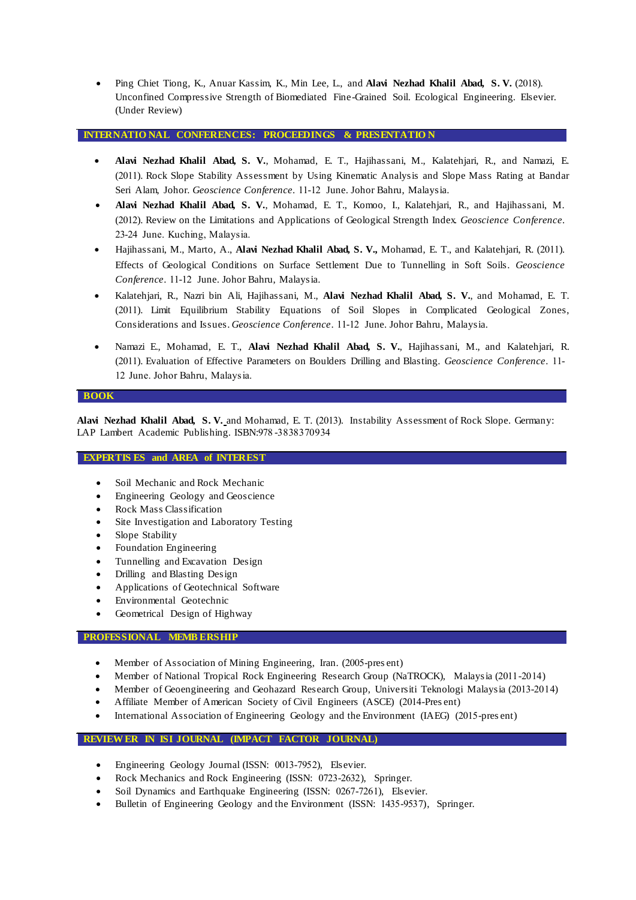- Ping Chiet Tiong, K., Anuar Kassim, K., Min Lee, L., and **Alavi Nezhad Khalil Abad, S. V.** (2018). Unconfined Compressive Strength of Biomediated Fine-Grained Soil. Ecological Engineering. Elsevier. (Under Review)

## INTERNATIONAL CONFERENCES: PROCEEDINGS & PRESENTATION

- **Alavi Nezhad Khalil Abad, S. V.**, Mohamad, E. T., Hajihassani, M., Kalatehjari, R., and Namazi, E. (2011). Rock Slope Stability Assessment by Using Kinematic Analysis and Slope Mass Rating at Bandar Seri Alam, Johor. *Geoscience Conference*. 11-12 June. Johor Bahru, Malaysia.
- **Alavi Nezhad Khalil Abad, S. V.**, Mohamad, E. T., Komoo, I., Kalatehjari, R., and Hajihassani, M. (2012). Review on the Limitations and Applications of Geological Strength Index. *Geoscience Conference*. 23-24 June. Kuching, Malaysia.
- Hajihassani, M., Marto, A., **Alavi Nezhad Khalil Abad, S. V.,** Mohamad, E. T., and Kalatehjari, R. (2011). Effects of Geological Conditions on Surface Settlement Due to Tunnelling in Soft Soils. *Geoscience Conference*. 11-12 June. Johor Bahru, Malaysia.
- Kalatehjari, R., Nazri bin Ali, Hajihassani, M., **Alavi Nezhad Khalil Abad, S. V.**, and Mohamad, E. T. (2011). Limit Equilibrium Stability Equations of Soil Slopes in Complicated Geological Zones, Considerations and Issues. *Geoscience Conference*. 11-12 June. Johor Bahru, Malaysia.
- Namazi E., Mohamad, E. T., **Alavi Nezhad Khalil Abad, S. V.**, Hajihassani, M., and Kalatehjari, R. (2011). Evaluation of Effective Parameters on Boulders Drilling and Blasting. *Geoscience Conference*. 11-12 June. Johor Bahru, Malaysia.

## BOOK

**Alavi Nezhad Khalil Abad, S. V.** and Mohamad, E. T. (2013). Instability Assessment of Rock Slope. Germany: LAP Lambert Academic Publishing. ISBN:978-3838370934

## EXPERTISES and AREA of INTEREST

- Soil Mechanic and Rock Mechanic
- Engineering Geology and Geoscience
- Rock Mass Classification
- Site Investigation and Laboratory Testing
- Slope Stability
- Foundation Engineering
- Tunnelling and Excavation Design
- Drilling and Blasting Design
- Applications of Geotechnical Software
- Environmental Geotechnic
- Geometrical Design of Highway

## PROFESSIONAL MEMBERSHIP

- Member of Association of Mining Engineering, Iran. (2005-present)
- Member of National Tropical Rock Engineering Research Group (NaTROCK), Malaysia (2011-2014)
- Member of Geoengineering and Geohazard Research Group, Universiti Teknologi Malaysia (2013-2014)
- Affiliate Member of American Society of Civil Engineers (ASCE) (2014-Present)
- International Association of Engineering Geology and the Environment (IAEG) (2015-present)

## REVIEWER IN ISI JOURNAL (IMPACT FACTOR JOURNAL)

- Engineering Geology Journal (ISSN: 0013-7952), Elsevier.
- Rock Mechanics and Rock Engineering (ISSN: 0723-2632), Springer.
- Soil Dynamics and Earthquake Engineering (ISSN: 0267-7261), Elsevier.
- Bulletin of Engineering Geology and the Environment (ISSN: 1435-9537), Springer.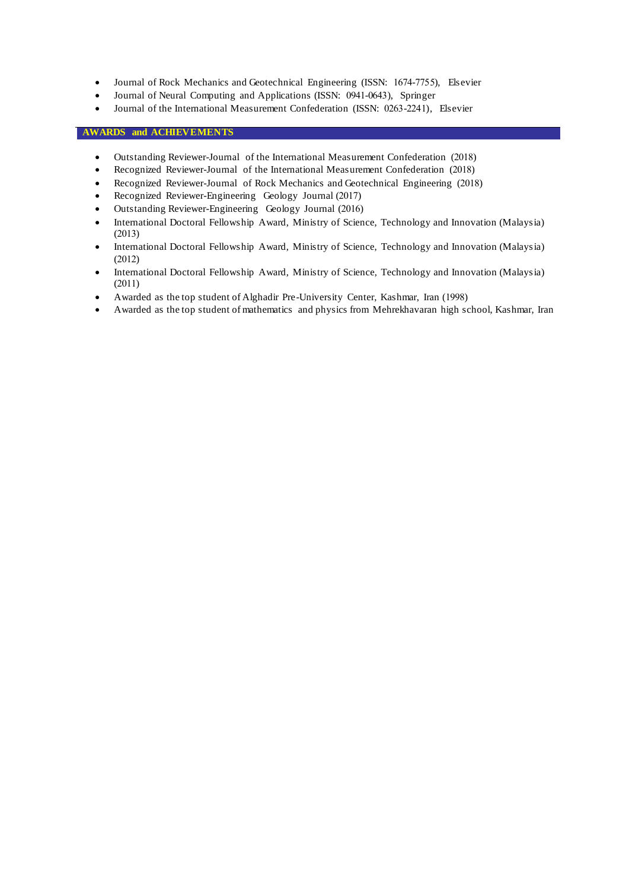- Journal of Rock Mechanics and Geotechnical Engineering (ISSN: 1674-7755), Elsevier
- Journal of Neural Computing and Applications (ISSN: 0941-0643), Springer
- Journal of the International Measurement Confederation (ISSN: 0263-2241), Elsevier

## AWARDS and ACHIEVEMENTS

- Outstanding Reviewer-Journal of the International Measurement Confederation (2018)
- Recognized Reviewer-Journal of the International Measurement Confederation (2018)
- Recognized Reviewer-Journal of Rock Mechanics and Geotechnical Engineering (2018)
- Recognized Reviewer-Engineering Geology Journal (2017)
- Outstanding Reviewer-Engineering Geology Journal (2016)
- International Doctoral Fellowship Award, Ministry of Science, Technology and Innovation (Malaysia) (2013)
- International Doctoral Fellowship Award, Ministry of Science, Technology and Innovation (Malaysia) (2012)
- International Doctoral Fellowship Award, Ministry of Science, Technology and Innovation (Malaysia) (2011)
- Awarded as the top student of Alghadir Pre-University Center, Kashmar, Iran (1998)
- Awarded as the top student of mathematics and physics from Mehrekhavaran high school, Kashmar, Iran